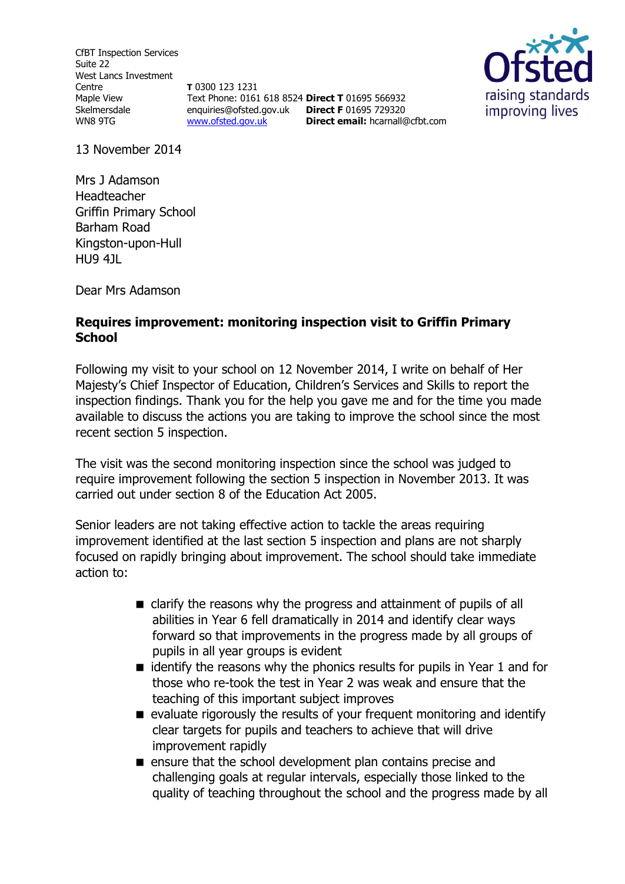CfBT Inspection Services
Suite 22
West Lancs Investment Centre
Maple View
Skelmersdale
WN8 9TG

**T** 0300 123 1231
Text Phone: 0161 618 8524
enquiries@ofsted.gov.uk
www.ofsted.gov.uk

**Direct T** 01695 566932
**Direct F** 01695 729320
**Direct email:** hcarnall@cfbt.com

13 November 2014

Mrs J Adamson
Headteacher
Griffin Primary School
Barham Road
Kingston-upon-Hull
HU9 4JL

Dear Mrs Adamson

**Requires improvement: monitoring inspection visit to Griffin Primary School**

Following my visit to your school on 12 November 2014, I write on behalf of Her Majesty's Chief Inspector of Education, Children's Services and Skills to report the inspection findings. Thank you for the help you gave me and for the time you made available to discuss the actions you are taking to improve the school since the most recent section 5 inspection.

The visit was the second monitoring inspection since the school was judged to require improvement following the section 5 inspection in November 2013. It was carried out under section 8 of the Education Act 2005.

Senior leaders are not taking effective action to tackle the areas requiring improvement identified at the last section 5 inspection and plans are not sharply focused on rapidly bringing about improvement. The school should take immediate action to:

- clarify the reasons why the progress and attainment of pupils of all abilities in Year 6 fell dramatically in 2014 and identify clear ways forward so that improvements in the progress made by all groups of pupils in all year groups is evident
- identify the reasons why the phonics results for pupils in Year 1 and for those who re-took the test in Year 2 was weak and ensure that the teaching of this important subject improves
- evaluate rigorously the results of your frequent monitoring and identify clear targets for pupils and teachers to achieve that will drive improvement rapidly
- ensure that the school development plan contains precise and challenging goals at regular intervals, especially those linked to the quality of teaching throughout the school and the progress made by all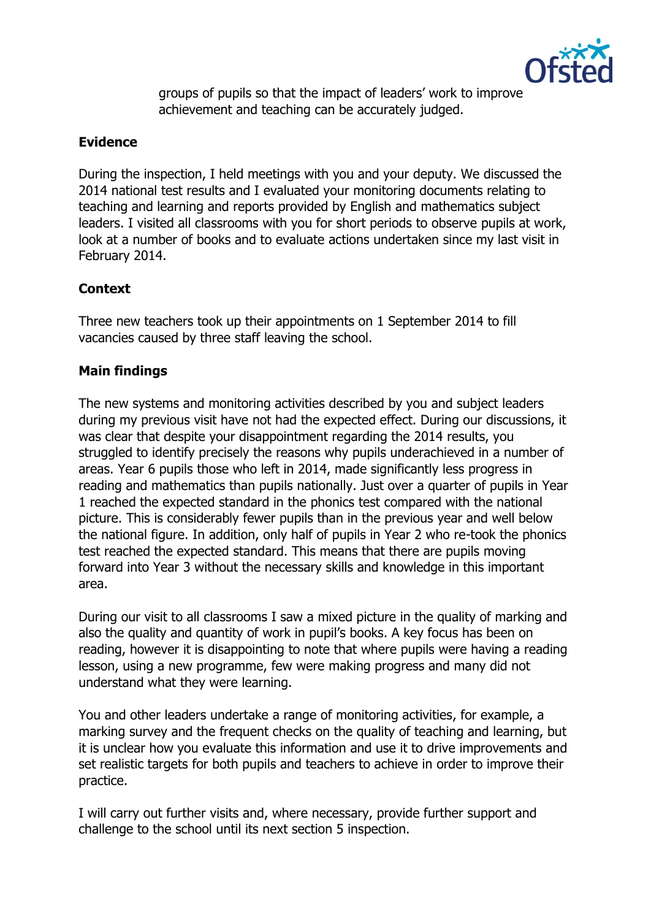groups of pupils so that the impact of leaders' work to improve achievement and teaching can be accurately judged.

## Evidence

During the inspection, I held meetings with you and your deputy. We discussed the 2014 national test results and I evaluated your monitoring documents relating to teaching and learning and reports provided by English and mathematics subject leaders. I visited all classrooms with you for short periods to observe pupils at work, look at a number of books and to evaluate actions undertaken since my last visit in February 2014.

## Context

Three new teachers took up their appointments on 1 September 2014 to fill vacancies caused by three staff leaving the school.

## Main findings

The new systems and monitoring activities described by you and subject leaders during my previous visit have not had the expected effect. During our discussions, it was clear that despite your disappointment regarding the 2014 results, you struggled to identify precisely the reasons why pupils underachieved in a number of areas. Year 6 pupils those who left in 2014, made significantly less progress in reading and mathematics than pupils nationally. Just over a quarter of pupils in Year 1 reached the expected standard in the phonics test compared with the national picture. This is considerably fewer pupils than in the previous year and well below the national figure. In addition, only half of pupils in Year 2 who re-took the phonics test reached the expected standard. This means that there are pupils moving forward into Year 3 without the necessary skills and knowledge in this important area.

During our visit to all classrooms I saw a mixed picture in the quality of marking and also the quality and quantity of work in pupil's books. A key focus has been on reading, however it is disappointing to note that where pupils were having a reading lesson, using a new programme, few were making progress and many did not understand what they were learning.

You and other leaders undertake a range of monitoring activities, for example, a marking survey and the frequent checks on the quality of teaching and learning, but it is unclear how you evaluate this information and use it to drive improvements and set realistic targets for both pupils and teachers to achieve in order to improve their practice.

I will carry out further visits and, where necessary, provide further support and challenge to the school until its next section 5 inspection.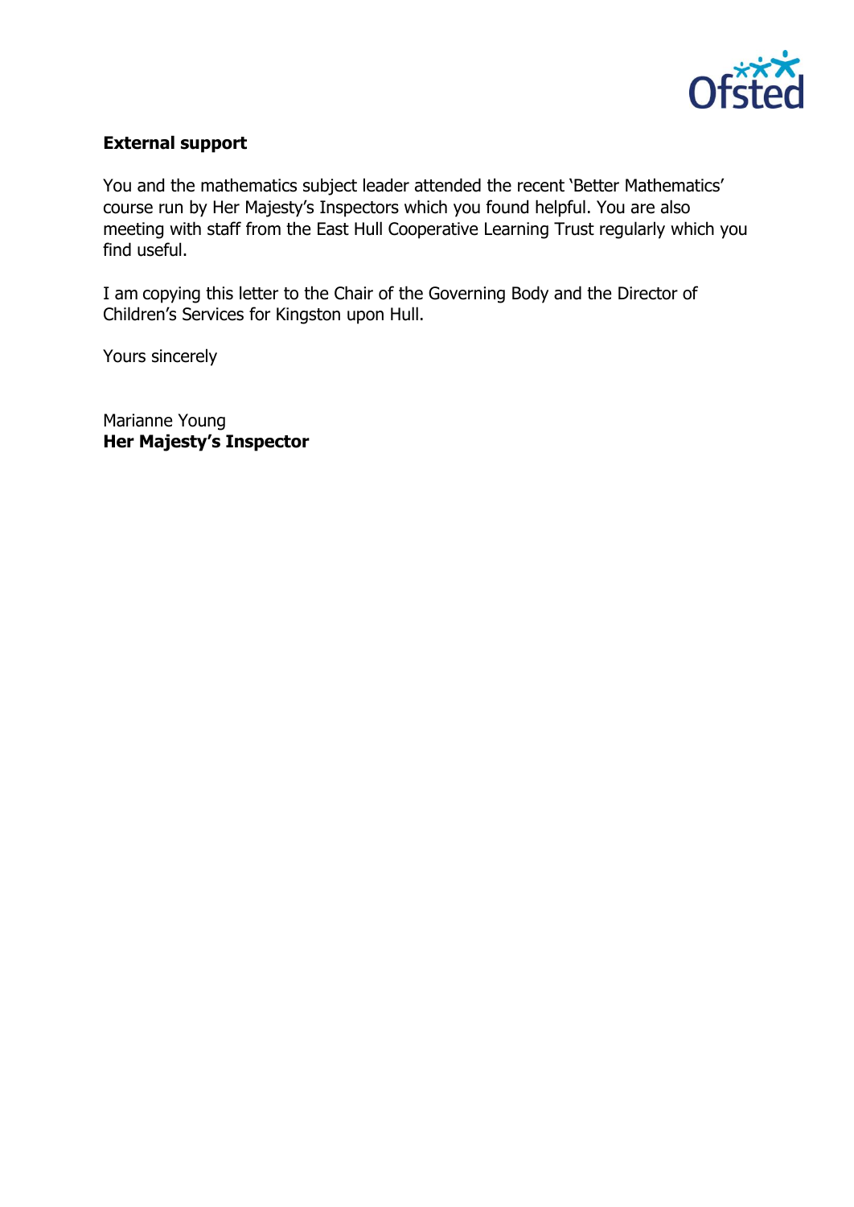**External support**

You and the mathematics subject leader attended the recent 'Better Mathematics' course run by Her Majesty's Inspectors which you found helpful. You are also meeting with staff from the East Hull Cooperative Learning Trust regularly which you find useful.

I am copying this letter to the Chair of the Governing Body and the Director of Children's Services for Kingston upon Hull.

Yours sincerely

Marianne Young
**Her Majesty's Inspector**